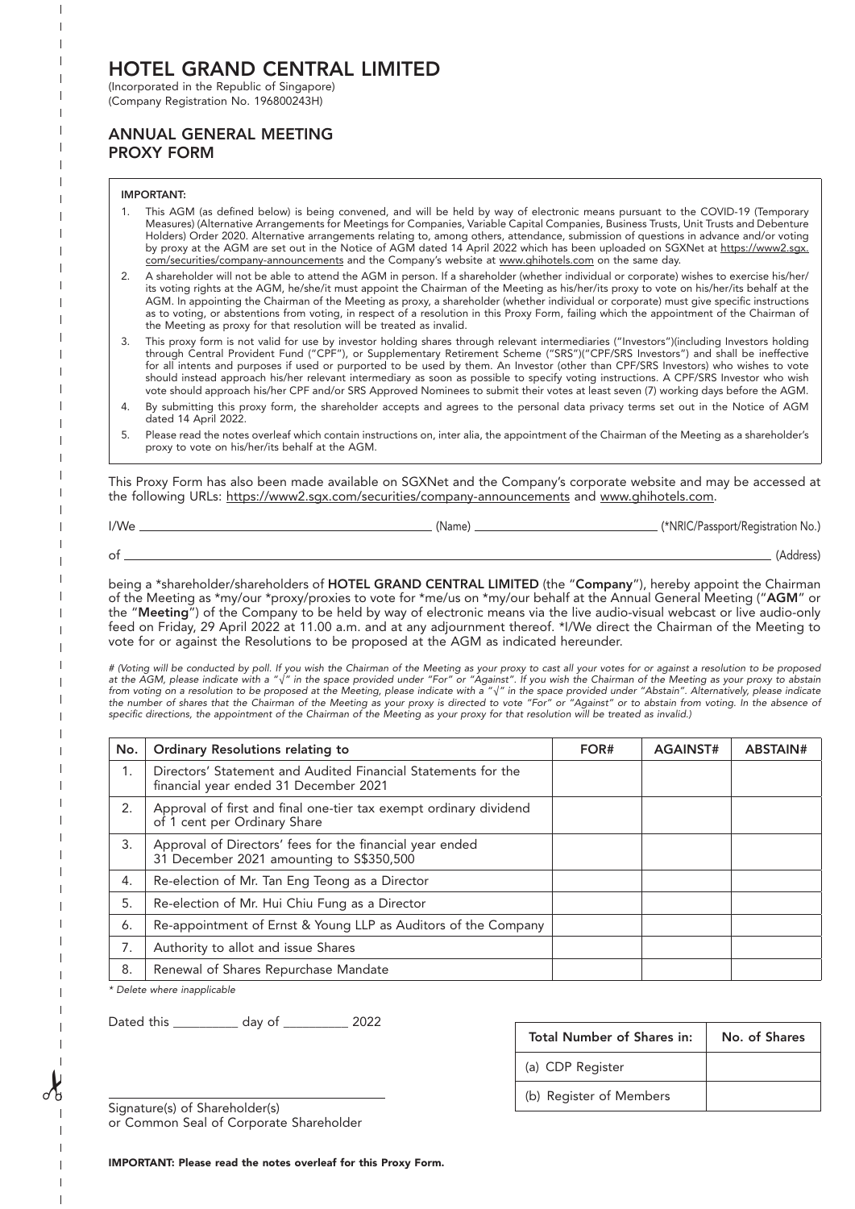# HOTEL GRAND CENTRAL LIMITED

(Incorporated in the Republic of Singapore)
(Company Registration No. 196800243H)

## ANNUAL GENERAL MEETING PROXY FORM

**IMPORTANT:**

1. This AGM (as defined below) is being convened, and will be held by way of electronic means pursuant to the COVID-19 (Temporary Measures) (Alternative Arrangements for Meetings for Companies, Variable Capital Companies, Business Trusts, Unit Trusts and Debenture Holders) Order 2020. Alternative arrangements relating to, among others, attendance, submission of questions in advance and/or voting by proxy at the AGM are set out in the Notice of AGM dated 14 April 2022 which has been uploaded on SGXNet at https://www2.sgx.com/securities/company-announcements and the Company's website at www.ghihotels.com on the same day.
2. A shareholder will not be able to attend the AGM in person. If a shareholder (whether individual or corporate) wishes to exercise his/her/its voting rights at the AGM, he/she/it must appoint the Chairman of the Meeting as his/her/its proxy to vote on his/her/its behalf at the AGM. In appointing the Chairman of the Meeting as proxy, a shareholder (whether individual or corporate) must give specific instructions as to voting, or abstentions from voting, in respect of a resolution in this Proxy Form, failing which the appointment of the Chairman of the Meeting as proxy for that resolution will be treated as invalid.
3. This proxy form is not valid for use by investor holding shares through relevant intermediaries ("Investors")(including Investors holding through Central Provident Fund ("CPF"), or Supplementary Retirement Scheme ("SRS")("CPF/SRS Investors") and shall be ineffective for all intents and purposes if used or purported to be used by them. An Investor (other than CPF/SRS Investors) who wishes to vote should instead approach his/her relevant intermediary as soon as possible to specify voting instructions. A CPF/SRS Investor who wish vote should approach his/her CPF and/or SRS Approved Nominees to submit their votes at least seven (7) working days before the AGM.
4. By submitting this proxy form, the shareholder accepts and agrees to the personal data privacy terms set out in the Notice of AGM dated 14 April 2022.
5. Please read the notes overleaf which contain instructions on, inter alia, the appointment of the Chairman of the Meeting as a shareholder's proxy to vote on his/her/its behalf at the AGM.

This Proxy Form has also been made available on SGXNet and the Company's corporate website and may be accessed at the following URLs: https://www2.sgx.com/securities/company-announcements and www.ghihotels.com.

I/We ______________________________ (Name) ______________________ (*NRIC/Passport/Registration No.)

of ____________________________________________________________ (Address)

being a *shareholder/shareholders of **HOTEL GRAND CENTRAL LIMITED** (the "**Company**"), hereby appoint the Chairman of the Meeting as *my/our *proxy/proxies to vote for *me/us on *my/our behalf at the Annual General Meeting ("**AGM**" or the "**Meeting**") of the Company to be held by way of electronic means via the live audio-visual webcast or live audio-only feed on Friday, 29 April 2022 at 11.00 a.m. and at any adjournment thereof. *I/We direct the Chairman of the Meeting to vote for or against the Resolutions to be proposed at the AGM as indicated hereunder.

*# (Voting will be conducted by poll. If you wish the Chairman of the Meeting as your proxy to cast all your votes for or against a resolution to be proposed at the AGM, please indicate with a "√" in the space provided under "For" or "Against". If you wish the Chairman of the Meeting as your proxy to abstain from voting on a resolution to be proposed at the Meeting, please indicate with a "√" in the space provided under "Abstain". Alternatively, please indicate the number of shares that the Chairman of the Meeting as your proxy is directed to vote "For" or "Against" or to abstain from voting. In the absence of specific directions, the appointment of the Chairman of the Meeting as your proxy for that resolution will be treated as invalid.)*

| No. | Ordinary Resolutions relating to | FOR# | AGAINST# | ABSTAIN# |
|---|---|---|---|---|
| 1. | Directors' Statement and Audited Financial Statements for the financial year ended 31 December 2021 | | | |
| 2. | Approval of first and final one-tier tax exempt ordinary dividend of 1 cent per Ordinary Share | | | |
| 3. | Approval of Directors' fees for the financial year ended 31 December 2021 amounting to S$350,500 | | | |
| 4. | Re-election of Mr. Tan Eng Teong as a Director | | | |
| 5. | Re-election of Mr. Hui Chiu Fung as a Director | | | |
| 6. | Re-appointment of Ernst & Young LLP as Auditors of the Company | | | |
| 7. | Authority to allot and issue Shares | | | |
| 8. | Renewal of Shares Repurchase Mandate | | | |

*\* Delete where inapplicable*

Dated this __________ day of __________ 2022

| Total Number of Shares in: | No. of Shares |
|---|---|
| (a) CDP Register | |
| (b) Register of Members | |

______________________________
Signature(s) of Shareholder(s)
or Common Seal of Corporate Shareholder

**IMPORTANT: Please read the notes overleaf for this Proxy Form.**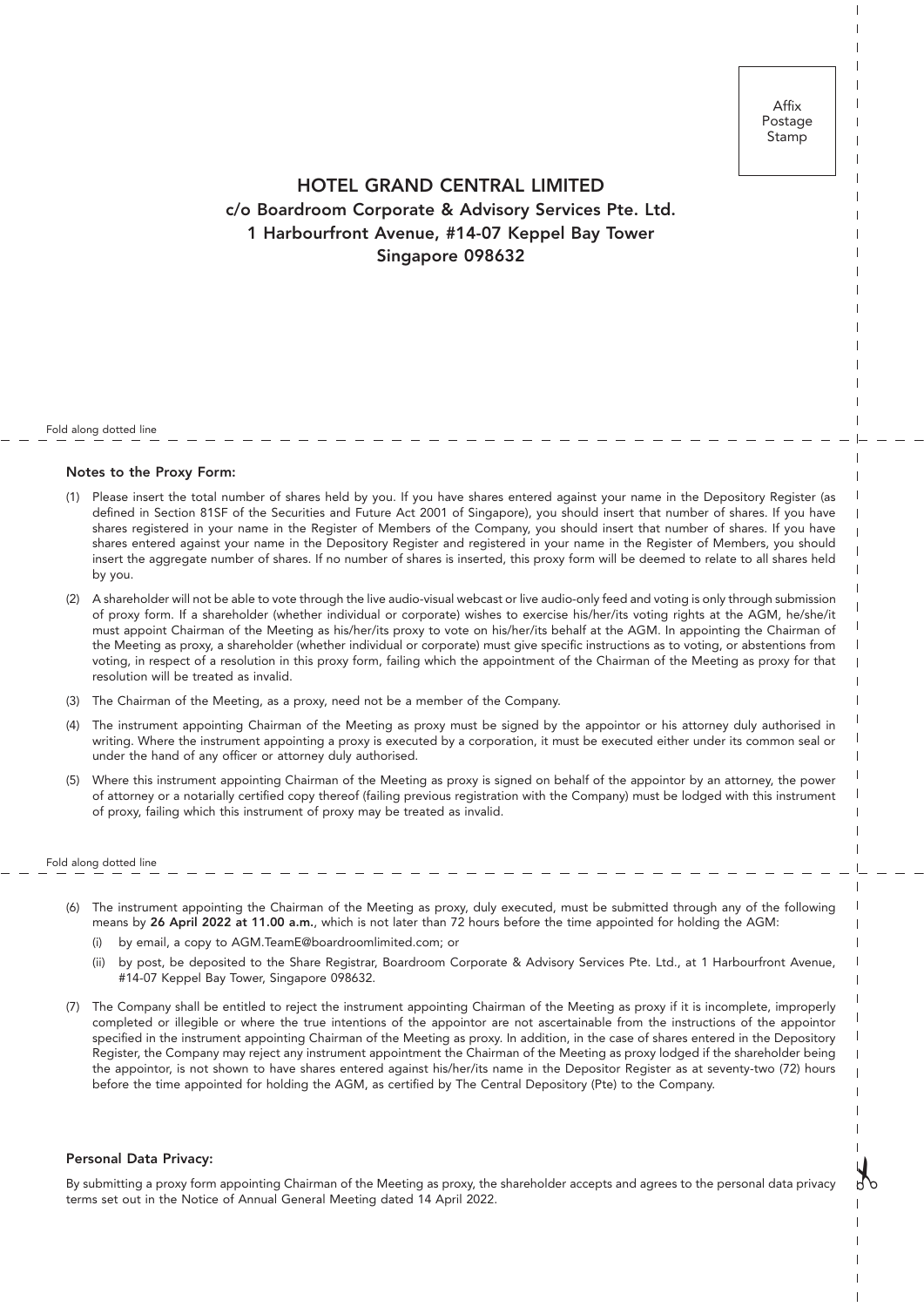Affix Postage Stamp

**HOTEL GRAND CENTRAL LIMITED**
**c/o Boardroom Corporate & Advisory Services Pte. Ltd.**
**1 Harbourfront Avenue, #14-07 Keppel Bay Tower**
**Singapore 098632**

Fold along dotted line

**Notes to the Proxy Form:**

(1) Please insert the total number of shares held by you. If you have shares entered against your name in the Depository Register (as defined in Section 81SF of the Securities and Future Act 2001 of Singapore), you should insert that number of shares. If you have shares registered in your name in the Register of Members of the Company, you should insert that number of shares. If you have shares entered against your name in the Depository Register and registered in your name in the Register of Members, you should insert the aggregate number of shares. If no number of shares is inserted, this proxy form will be deemed to relate to all shares held by you.

(2) A shareholder will not be able to vote through the live audio-visual webcast or live audio-only feed and voting is only through submission of proxy form. If a shareholder (whether individual or corporate) wishes to exercise his/her/its voting rights at the AGM, he/she/it must appoint Chairman of the Meeting as his/her/its proxy to vote on his/her/its behalf at the AGM. In appointing the Chairman of the Meeting as proxy, a shareholder (whether individual or corporate) must give specific instructions as to voting, or abstentions from voting, in respect of a resolution in this proxy form, failing which the appointment of the Chairman of the Meeting as proxy for that resolution will be treated as invalid.

(3) The Chairman of the Meeting, as a proxy, need not be a member of the Company.

(4) The instrument appointing Chairman of the Meeting as proxy must be signed by the appointor or his attorney duly authorised in writing. Where the instrument appointing a proxy is executed by a corporation, it must be executed either under its common seal or under the hand of any officer or attorney duly authorised.

(5) Where this instrument appointing Chairman of the Meeting as proxy is signed on behalf of the appointor by an attorney, the power of attorney or a notarially certified copy thereof (failing previous registration with the Company) must be lodged with this instrument of proxy, failing which this instrument of proxy may be treated as invalid.

Fold along dotted line

(6) The instrument appointing the Chairman of the Meeting as proxy, duly executed, must be submitted through any of the following means by **26 April 2022 at 11.00 a.m.**, which is not later than 72 hours before the time appointed for holding the AGM:

   (i) by email, a copy to AGM.TeamE@boardroomlimited.com; or

   (ii) by post, be deposited to the Share Registrar, Boardroom Corporate & Advisory Services Pte. Ltd., at 1 Harbourfront Avenue, #14-07 Keppel Bay Tower, Singapore 098632.

(7) The Company shall be entitled to reject the instrument appointing Chairman of the Meeting as proxy if it is incomplete, improperly completed or illegible or where the true intentions of the appointor are not ascertainable from the instructions of the appointor specified in the instrument appointing Chairman of the Meeting as proxy. In addition, in the case of shares entered in the Depository Register, the Company may reject any instrument appointment the Chairman of the Meeting as proxy lodged if the shareholder being the appointor, is not shown to have shares entered against his/her/its name in the Depositor Register as at seventy-two (72) hours before the time appointed for holding the AGM, as certified by The Central Depository (Pte) to the Company.

**Personal Data Privacy:**

By submitting a proxy form appointing Chairman of the Meeting as proxy, the shareholder accepts and agrees to the personal data privacy terms set out in the Notice of Annual General Meeting dated 14 April 2022.